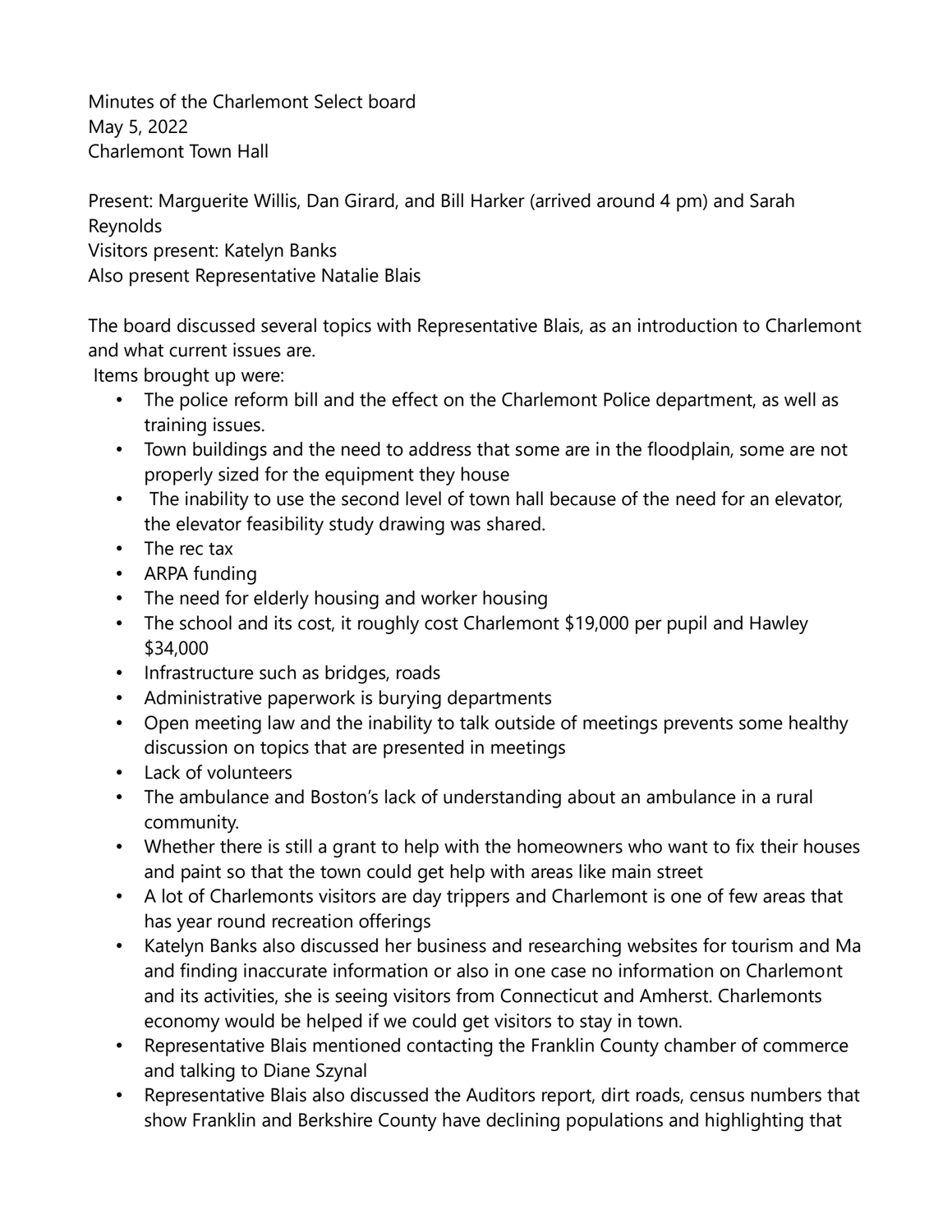Minutes of the Charlemont Select board
May 5, 2022
Charlemont Town Hall

Present: Marguerite Willis, Dan Girard, and Bill Harker (arrived around 4 pm) and Sarah Reynolds
Visitors present: Katelyn Banks
Also present Representative Natalie Blais

The board discussed several topics with Representative Blais, as an introduction to Charlemont and what current issues are.
Items brought up were:

- The police reform bill and the effect on the Charlemont Police department, as well as training issues.
- Town buildings and the need to address that some are in the floodplain, some are not properly sized for the equipment they house
- The inability to use the second level of town hall because of the need for an elevator, the elevator feasibility study drawing was shared.
- The rec tax
- ARPA funding
- The need for elderly housing and worker housing
- The school and its cost, it roughly cost Charlemont $19,000 per pupil and Hawley $34,000
- Infrastructure such as bridges, roads
- Administrative paperwork is burying departments
- Open meeting law and the inability to talk outside of meetings prevents some healthy discussion on topics that are presented in meetings
- Lack of volunteers
- The ambulance and Boston's lack of understanding about an ambulance in a rural community.
- Whether there is still a grant to help with the homeowners who want to fix their houses and paint so that the town could get help with areas like main street
- A lot of Charlemonts visitors are day trippers and Charlemont is one of few areas that has year round recreation offerings
- Katelyn Banks also discussed her business and researching websites for tourism and Ma and finding inaccurate information or also in one case no information on Charlemont and its activities, she is seeing visitors from Connecticut and Amherst. Charlemonts economy would be helped if we could get visitors to stay in town.
- Representative Blais mentioned contacting the Franklin County chamber of commerce and talking to Diane Szynal
- Representative Blais also discussed the Auditors report, dirt roads, census numbers that show Franklin and Berkshire County have declining populations and highlighting that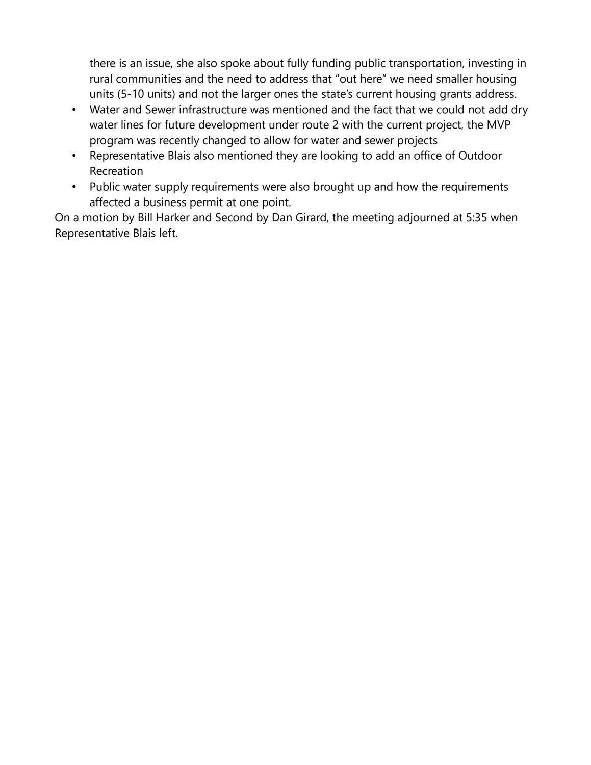there is an issue, she also spoke about fully funding public transportation, investing in rural communities and the need to address that "out here" we need smaller housing units (5-10 units) and not the larger ones the state's current housing grants address.

- Water and Sewer infrastructure was mentioned and the fact that we could not add dry water lines for future development under route 2 with the current project, the MVP program was recently changed to allow for water and sewer projects
- Representative Blais also mentioned they are looking to add an office of Outdoor Recreation
- Public water supply requirements were also brought up and how the requirements affected a business permit at one point.

On a motion by Bill Harker and Second by Dan Girard, the meeting adjourned at 5:35 when Representative Blais left.